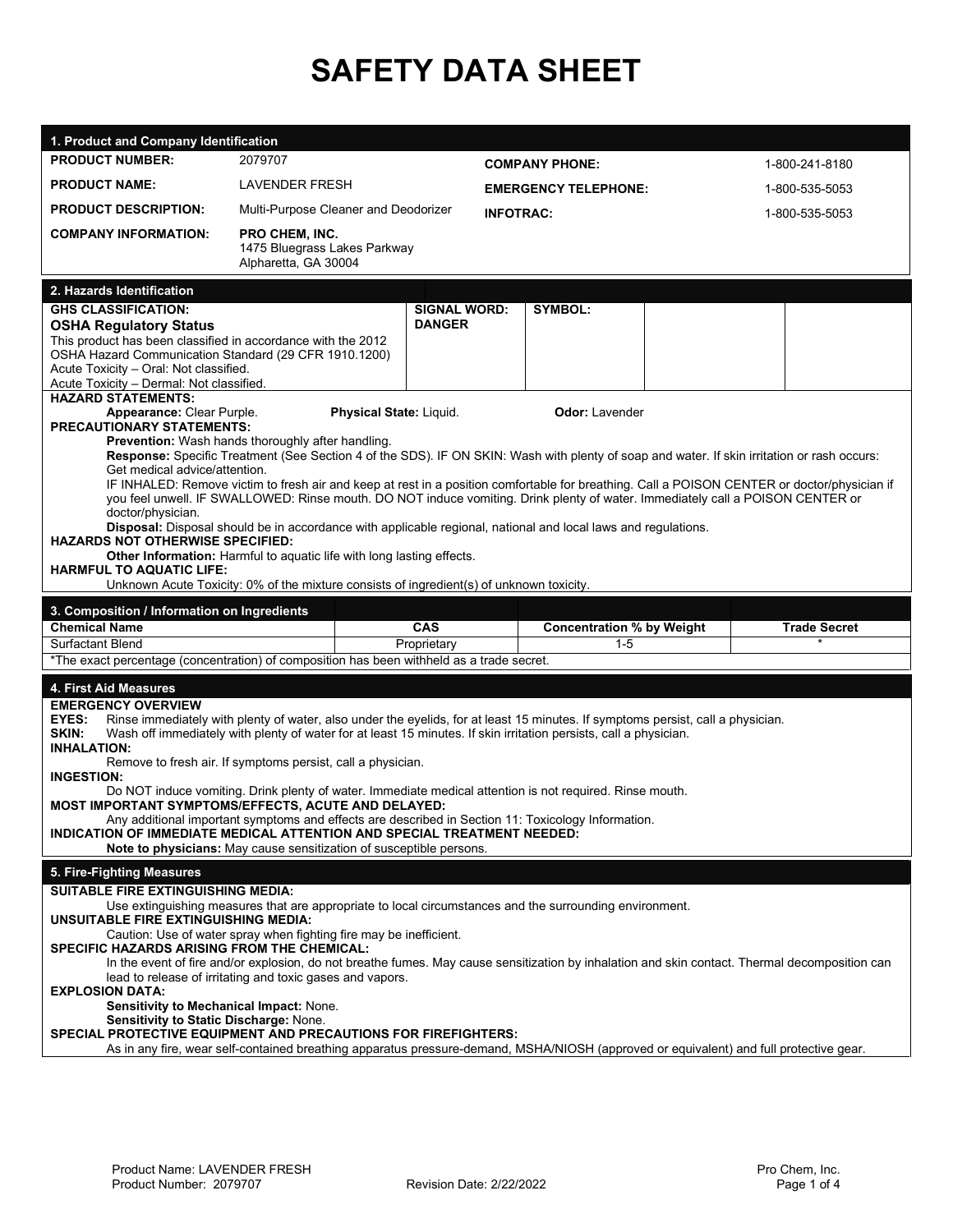# SAFETY DATA SHEET

## 1. Product and Company Identification

| | | | |
|---|---|---|---|
| **PRODUCT NUMBER:** | 2079707 | **COMPANY PHONE:** | 1-800-241-8180 |
| **PRODUCT NAME:** | LAVENDER FRESH | **EMERGENCY TELEPHONE:** | 1-800-535-5053 |
| **PRODUCT DESCRIPTION:** | Multi-Purpose Cleaner and Deodorizer | **INFOTRAC:** | 1-800-535-5053 |
| **COMPANY INFORMATION:** | **PRO CHEM, INC.** 1475 Bluegrass Lakes Parkway Alpharetta, GA 30004 | | |

## 2. Hazards Identification

| | | | | |
|---|---|---|---|---|
| **GHS CLASSIFICATION:** **OSHA Regulatory Status** This product has been classified in accordance with the 2012 OSHA Hazard Communication Standard (29 CFR 1910.1200) Acute Toxicity – Oral: Not classified. Acute Toxicity – Dermal: Not classified. | **SIGNAL WORD: DANGER** | **SYMBOL:** | | |

**HAZARD STATEMENTS:**

**Appearance:** Clear Purple. **Physical State:** Liquid. **Odor:** Lavender

**PRECAUTIONARY STATEMENTS:**

**Prevention:** Wash hands thoroughly after handling.

**Response:** Specific Treatment (See Section 4 of the SDS). IF ON SKIN: Wash with plenty of soap and water. If skin irritation or rash occurs: Get medical advice/attention.

IF INHALED: Remove victim to fresh air and keep at rest in a position comfortable for breathing. Call a POISON CENTER or doctor/physician if you feel unwell. IF SWALLOWED: Rinse mouth. DO NOT induce vomiting. Drink plenty of water. Immediately call a POISON CENTER or doctor/physician.

**Disposal:** Disposal should be in accordance with applicable regional, national and local laws and regulations.

**HAZARDS NOT OTHERWISE SPECIFIED:**

**Other Information:** Harmful to aquatic life with long lasting effects.

**HARMFUL TO AQUATIC LIFE:**

Unknown Acute Toxicity: 0% of the mixture consists of ingredient(s) of unknown toxicity.

## 3. Composition / Information on Ingredients

| Chemical Name | CAS | Concentration % by Weight | Trade Secret |
|---|---|---|---|
| Surfactant Blend | Proprietary | 1-5 | * |

*The exact percentage (concentration) of composition has been withheld as a trade secret.

## 4. First Aid Measures

**EMERGENCY OVERVIEW**

**EYES:** Rinse immediately with plenty of water, also under the eyelids, for at least 15 minutes. If symptoms persist, call a physician.

**SKIN:** Wash off immediately with plenty of water for at least 15 minutes. If skin irritation persists, call a physician.

**INHALATION:**

Remove to fresh air. If symptoms persist, call a physician.

**INGESTION:**

Do NOT induce vomiting. Drink plenty of water. Immediate medical attention is not required. Rinse mouth.

**MOST IMPORTANT SYMPTOMS/EFFECTS, ACUTE AND DELAYED:**

Any additional important symptoms and effects are described in Section 11: Toxicology Information.

**INDICATION OF IMMEDIATE MEDICAL ATTENTION AND SPECIAL TREATMENT NEEDED:**

**Note to physicians:** May cause sensitization of susceptible persons.

## 5. Fire-Fighting Measures

**SUITABLE FIRE EXTINGUISHING MEDIA:**

Use extinguishing measures that are appropriate to local circumstances and the surrounding environment.

**UNSUITABLE FIRE EXTINGUISHING MEDIA:**

Caution: Use of water spray when fighting fire may be inefficient.

**SPECIFIC HAZARDS ARISING FROM THE CHEMICAL:**

In the event of fire and/or explosion, do not breathe fumes. May cause sensitization by inhalation and skin contact. Thermal decomposition can lead to release of irritating and toxic gases and vapors.

**EXPLOSION DATA:**

**Sensitivity to Mechanical Impact:** None.

**Sensitivity to Static Discharge:** None.

**SPECIAL PROTECTIVE EQUIPMENT AND PRECAUTIONS FOR FIREFIGHTERS:**

As in any fire, wear self-contained breathing apparatus pressure-demand, MSHA/NIOSH (approved or equivalent) and full protective gear.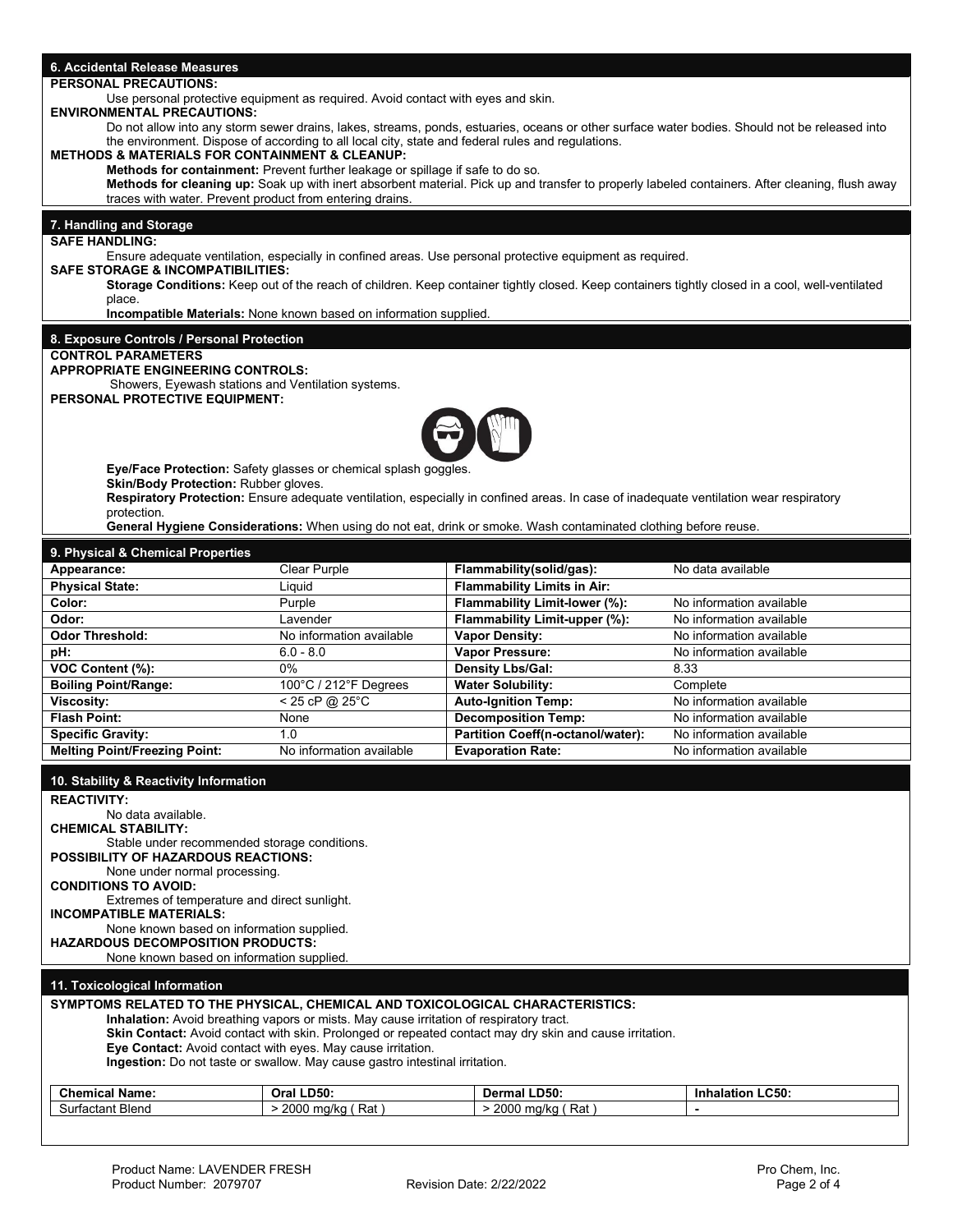## 6. Accidental Release Measures

**PERSONAL PRECAUTIONS:**

Use personal protective equipment as required. Avoid contact with eyes and skin.

**ENVIRONMENTAL PRECAUTIONS:**

Do not allow into any storm sewer drains, lakes, streams, ponds, estuaries, oceans or other surface water bodies. Should not be released into the environment. Dispose of according to all local city, state and federal rules and regulations.

**METHODS & MATERIALS FOR CONTAINMENT & CLEANUP:**

**Methods for containment:** Prevent further leakage or spillage if safe to do so.

**Methods for cleaning up:** Soak up with inert absorbent material. Pick up and transfer to properly labeled containers. After cleaning, flush away traces with water. Prevent product from entering drains.

## 7. Handling and Storage

**SAFE HANDLING:**

Ensure adequate ventilation, especially in confined areas. Use personal protective equipment as required.

**SAFE STORAGE & INCOMPATIBILITIES:**

**Storage Conditions:** Keep out of the reach of children. Keep container tightly closed. Keep containers tightly closed in a cool, well-ventilated place.

**Incompatible Materials:** None known based on information supplied.

## 8. Exposure Controls / Personal Protection

**CONTROL PARAMETERS**

**APPROPRIATE ENGINEERING CONTROLS:**

Showers, Eyewash stations and Ventilation systems.

**PERSONAL PROTECTIVE EQUIPMENT:**

**Eye/Face Protection:** Safety glasses or chemical splash goggles.

**Skin/Body Protection:** Rubber gloves.

**Respiratory Protection:** Ensure adequate ventilation, especially in confined areas. In case of inadequate ventilation wear respiratory protection.

**General Hygiene Considerations:** When using do not eat, drink or smoke. Wash contaminated clothing before reuse.

## 9. Physical & Chemical Properties

| | | | |
|---|---|---|---|
| **Appearance:** | Clear Purple | **Flammability(solid/gas):** | No data available |
| **Physical State:** | Liquid | **Flammability Limits in Air:** | |
| **Color:** | Purple | **Flammability Limit-lower (%):** | No information available |
| **Odor:** | Lavender | **Flammability Limit-upper (%):** | No information available |
| **Odor Threshold:** | No information available | **Vapor Density:** | No information available |
| **pH:** | 6.0 - 8.0 | **Vapor Pressure:** | No information available |
| **VOC Content (%):** | 0% | **Density Lbs/Gal:** | 8.33 |
| **Boiling Point/Range:** | 100°C / 212°F Degrees | **Water Solubility:** | Complete |
| **Viscosity:** | < 25 cP @ 25°C | **Auto-Ignition Temp:** | No information available |
| **Flash Point:** | None | **Decomposition Temp:** | No information available |
| **Specific Gravity:** | 1.0 | **Partition Coeff(n-octanol/water):** | No information available |
| **Melting Point/Freezing Point:** | No information available | **Evaporation Rate:** | No information available |

## 10. Stability & Reactivity Information

**REACTIVITY:**

No data available.

**CHEMICAL STABILITY:**

Stable under recommended storage conditions.

**POSSIBILITY OF HAZARDOUS REACTIONS:**

None under normal processing.

**CONDITIONS TO AVOID:**

Extremes of temperature and direct sunlight.

**INCOMPATIBLE MATERIALS:**

None known based on information supplied.

**HAZARDOUS DECOMPOSITION PRODUCTS:**

None known based on information supplied.

## 11. Toxicological Information

**SYMPTOMS RELATED TO THE PHYSICAL, CHEMICAL AND TOXICOLOGICAL CHARACTERISTICS:**

**Inhalation:** Avoid breathing vapors or mists. May cause irritation of respiratory tract.

**Skin Contact:** Avoid contact with skin. Prolonged or repeated contact may dry skin and cause irritation.

**Eye Contact:** Avoid contact with eyes. May cause irritation.

**Ingestion:** Do not taste or swallow. May cause gastro intestinal irritation.

| Chemical Name: | Oral LD50: | Dermal LD50: | Inhalation LC50: |
|---|---|---|---|
| Surfactant Blend | > 2000 mg/kg ( Rat ) | > 2000 mg/kg ( Rat ) | - |

Product Name: LAVENDER FRESH
Product Number: 2079707
Revision Date: 2/22/2022
Pro Chem, Inc.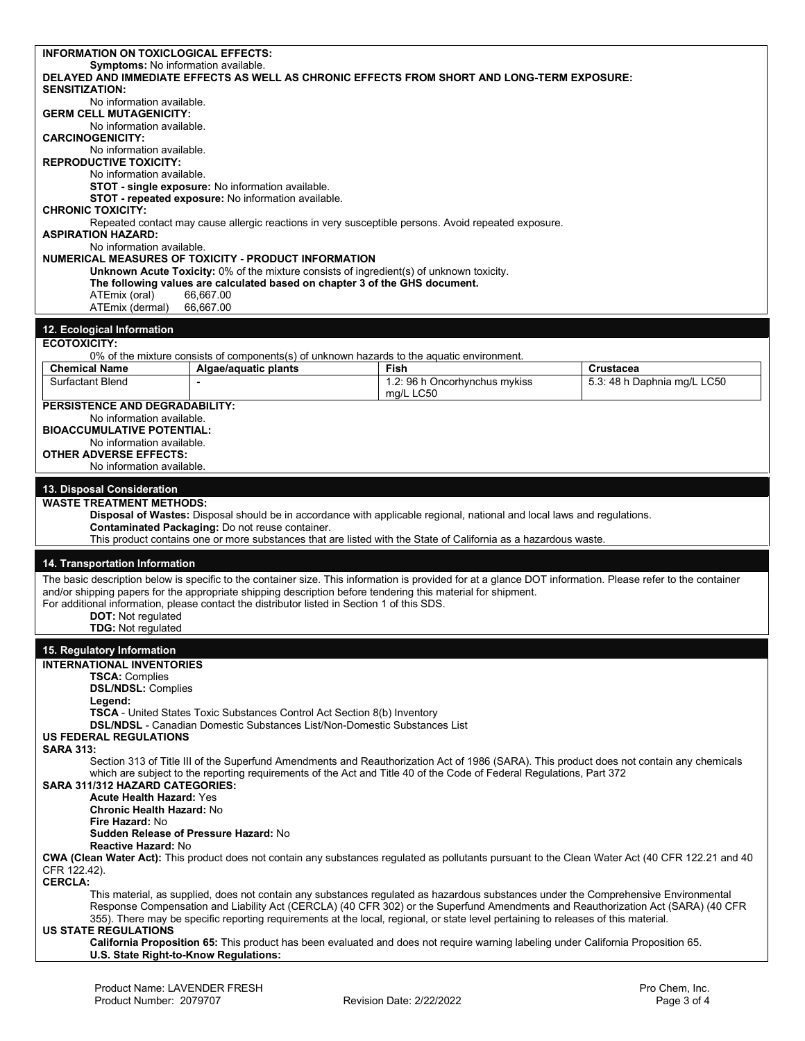**INFORMATION ON TOXICLOGICAL EFFECTS:**

**Symptoms:** No information available.

**DELAYED AND IMMEDIATE EFFECTS AS WELL AS CHRONIC EFFECTS FROM SHORT AND LONG-TERM EXPOSURE:**

**SENSITIZATION:**

No information available.

**GERM CELL MUTAGENICITY:**

No information available.

**CARCINOGENICITY:**

No information available.

**REPRODUCTIVE TOXICITY:**

No information available.

**STOT - single exposure:** No information available.

**STOT - repeated exposure:** No information available.

**CHRONIC TOXICITY:**

Repeated contact may cause allergic reactions in very susceptible persons. Avoid repeated exposure.

**ASPIRATION HAZARD:**

No information available.

**NUMERICAL MEASURES OF TOXICITY - PRODUCT INFORMATION**

**Unknown Acute Toxicity:** 0% of the mixture consists of ingredient(s) of unknown toxicity.

**The following values are calculated based on chapter 3 of the GHS document.**

ATEmix (oral) 66,667.00

ATEmix (dermal) 66,667.00

## 12. Ecological Information

**ECOTOXICITY:**

0% of the mixture consists of components(s) of unknown hazards to the aquatic environment.

| Chemical Name | Algae/aquatic plants | Fish | Crustacea |
|---|---|---|---|
| Surfactant Blend | - | 1.2: 96 h Oncorhynchus mykiss mg/L LC50 | 5.3: 48 h Daphnia mg/L LC50 |

**PERSISTENCE AND DEGRADABILITY:**

No information available.

**BIOACCUMULATIVE POTENTIAL:**

No information available.

**OTHER ADVERSE EFFECTS:**

No information available.

## 13. Disposal Consideration

**WASTE TREATMENT METHODS:**

**Disposal of Wastes:** Disposal should be in accordance with applicable regional, national and local laws and regulations.

**Contaminated Packaging:** Do not reuse container.

This product contains one or more substances that are listed with the State of California as a hazardous waste.

## 14. Transportation Information

The basic description below is specific to the container size. This information is provided for at a glance DOT information. Please refer to the container and/or shipping papers for the appropriate shipping description before tendering this material for shipment.

For additional information, please contact the distributor listed in Section 1 of this SDS.

**DOT:** Not regulated

**TDG:** Not regulated

## 15. Regulatory Information

**INTERNATIONAL INVENTORIES**

**TSCA:** Complies

**DSL/NDSL:** Complies

**Legend:**

**TSCA** - United States Toxic Substances Control Act Section 8(b) Inventory

**DSL/NDSL** - Canadian Domestic Substances List/Non-Domestic Substances List

**US FEDERAL REGULATIONS**

**SARA 313:**

Section 313 of Title III of the Superfund Amendments and Reauthorization Act of 1986 (SARA). This product does not contain any chemicals which are subject to the reporting requirements of the Act and Title 40 of the Code of Federal Regulations, Part 372

**SARA 311/312 HAZARD CATEGORIES:**

**Acute Health Hazard:** Yes

**Chronic Health Hazard:** No

**Fire Hazard:** No

**Sudden Release of Pressure Hazard:** No

**Reactive Hazard:** No

**CWA (Clean Water Act):** This product does not contain any substances regulated as pollutants pursuant to the Clean Water Act (40 CFR 122.21 and 40 CFR 122.42).

**CERCLA:**

This material, as supplied, does not contain any substances regulated as hazardous substances under the Comprehensive Environmental Response Compensation and Liability Act (CERCLA) (40 CFR 302) or the Superfund Amendments and Reauthorization Act (SARA) (40 CFR 355). There may be specific reporting requirements at the local, regional, or state level pertaining to releases of this material.

**US STATE REGULATIONS**

**California Proposition 65:** This product has been evaluated and does not require warning labeling under California Proposition 65.

**U.S. State Right-to-Know Regulations:**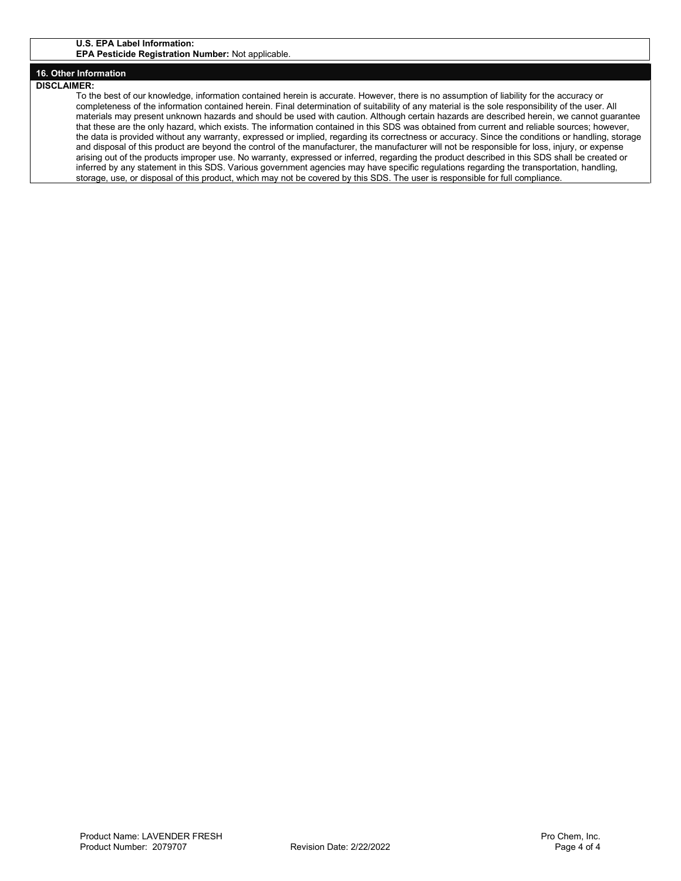**U.S. EPA Label Information:**
**EPA Pesticide Registration Number:** Not applicable.

## 16. Other Information

**DISCLAIMER:**

To the best of our knowledge, information contained herein is accurate. However, there is no assumption of liability for the accuracy or completeness of the information contained herein. Final determination of suitability of any material is the sole responsibility of the user. All materials may present unknown hazards and should be used with caution. Although certain hazards are described herein, we cannot guarantee that these are the only hazard, which exists. The information contained in this SDS was obtained from current and reliable sources; however, the data is provided without any warranty, expressed or implied, regarding its correctness or accuracy. Since the conditions or handling, storage and disposal of this product are beyond the control of the manufacturer, the manufacturer will not be responsible for loss, injury, or expense arising out of the products improper use. No warranty, expressed or inferred, regarding the product described in this SDS shall be created or inferred by any statement in this SDS. Various government agencies may have specific regulations regarding the transportation, handling, storage, use, or disposal of this product, which may not be covered by this SDS. The user is responsible for full compliance.